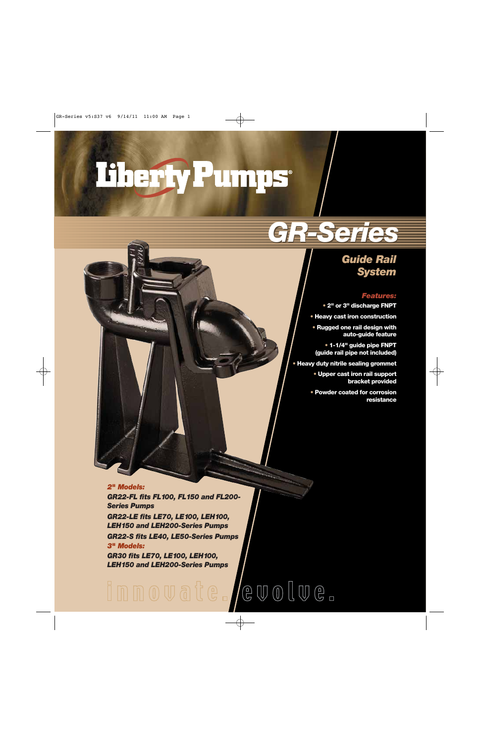# Liberty Pumps®

# GR-Series

## Guide Rail System

### Features:

- 2" or 3" discharge FNPT
- Heavy cast iron construction
- Rugged one rail design with auto-guide feature
- 1-1/4" guide pipe FNPT (guide rail pipe not included)
- Heavy duty nitrile sealing grommet
- Upper cast iron rail support bracket provided
- Powder coated for corrosion resistance

***2" Models:***

***GR22-FL fits FL100, FL150 and FL200-Series Pumps***

***GR22-LE fits LE70, LE100, LEH100, LEH150 and LEH200-Series Pumps***

***GR22-S fits LE40, LE50-Series Pumps***

***3" Models:***

***GR30 fits LE70, LE100, LEH100, LEH150 and LEH200-Series Pumps***

innovate. evolve.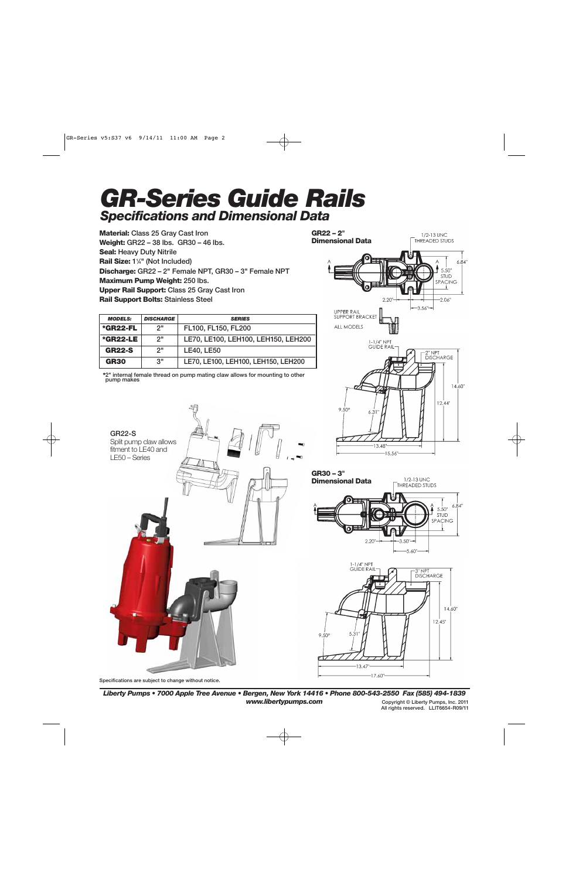# GR-Series Guide Rails

## Specifications and Dimensional Data

**Material:** Class 25 Gray Cast Iron
**Weight:** GR22 – 38 lbs. GR30 – 46 lbs.
**Seal:** Heavy Duty Nitrile
**Rail Size:** 1¼" (Not Included)
**Discharge:** GR22 – 2" Female NPT, GR30 – 3" Female NPT
**Maximum Pump Weight:** 250 lbs.
**Upper Rail Support:** Class 25 Gray Cast Iron
**Rail Support Bolts:** Stainless Steel

| MODELS: | DISCHARGE | SERIES |
|---|---|---|
| *GR22-FL | 2" | FL100, FL150, FL200 |
| *GR22-LE | 2" | LE70, LE100, LEH100, LEH150, LEH200 |
| GR22-S | 2" | LE40, LE50 |
| GR30 | 3" | LE70, LE100, LEH100, LEH150, LEH200 |

*2" internal female thread on pump mating claw allows for mounting to other pump makes

GR22-S
Split pump claw allows fitment to LE40 and LE50 – Series

**GR22 – 2" Dimensional Data**

1/2-13 UNC THREADED STUDS
A
A
6.84"
5.50" STUD SPACING
2.20"
2.06"
3.56"
UPPER RAIL SUPPORT BRACKET
ALL MODELS
1-1/4" NPT GUIDE RAIL
2" NPT DISCHARGE
14.60"
12.44"
9.50°
6.31"
13.48"
15.56"

**GR30 – 3" Dimensional Data**

1/2-13 UNC THREADED STUDS
A
A
6.84"
5.50" STUD SPACING
2.20"
3.50"
5.60"
1-1/4" NPT GUIDE RAIL
3" NPT DISCHARGE
14.60"
12.45"
9.50°
5.31"
13.47"
17.60"

Specifications are subject to change without notice.

*Liberty Pumps • 7000 Apple Tree Avenue • Bergen, New York 14416 • Phone 800-543-2550 Fax (585) 494-1839*
*www.libertypumps.com*

Copyright © Liberty Pumps, Inc. 2011
All rights reserved. LLIT6654-R09/11